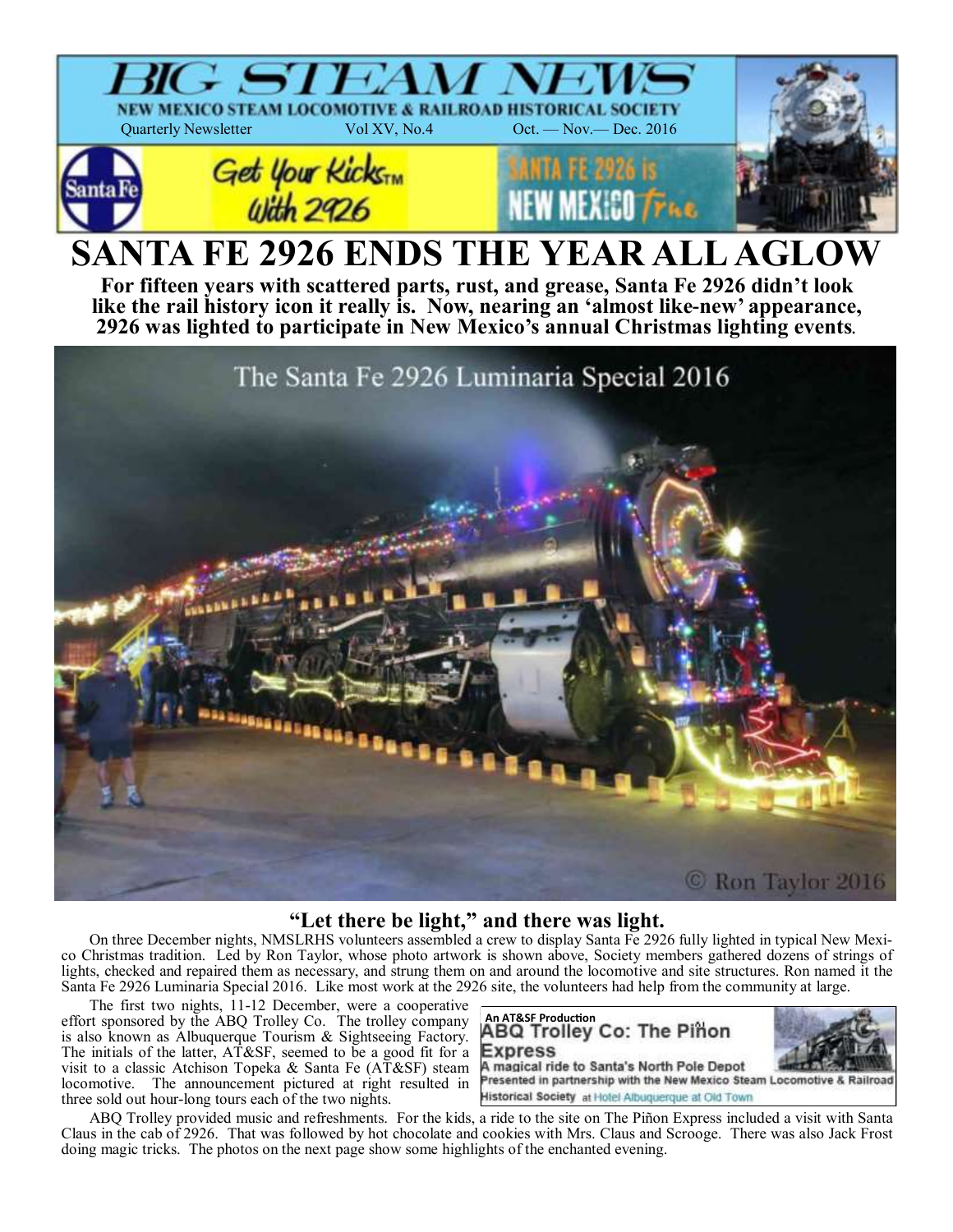# BIG STEAM NEWS

**NEW MEXICO STEAM LOCOMOTIVE & RAILROAD HISTORICAL SOCIETY**

Quarterly Newsletter    Vol XV, No.4    Oct. — Nov.— Dec. 2016

Get Your Kicks™ With 2926

SANTA FE 2926 is NEW MEXICO True

# SANTA FE 2926 ENDS THE YEAR ALL AGLOW

**For fifteen years with scattered parts, rust, and grease, Santa Fe 2926 didn't look like the rail history icon it really is. Now, nearing an 'almost like-new' appearance, 2926 was lighted to participate in New Mexico's annual Christmas lighting events.**

The Santa Fe 2926 Luminaria Special 2016

© Ron Taylor 2016

## "Let there be light," and there was light.

On three December nights, NMSLRHS volunteers assembled a crew to display Santa Fe 2926 fully lighted in typical New Mexico Christmas tradition. Led by Ron Taylor, whose photo artwork is shown above, Society members gathered dozens of strings of lights, checked and repaired them as necessary, and strung them on and around the locomotive and site structures. Ron named it the Santa Fe 2926 Luminaria Special 2016. Like most work at the 2926 site, the volunteers had help from the community at large.

The first two nights, 11-12 December, were a cooperative effort sponsored by the ABQ Trolley Co. The trolley company is also known as Albuquerque Tourism & Sightseeing Factory. The initials of the latter, AT&SF, seemed to be a good fit for a visit to a classic Atchison Topeka & Santa Fe (AT&SF) steam locomotive. The announcement pictured at right resulted in three sold out hour-long tours each of the two nights.

> An AT&SF Production
> **ABQ Trolley Co: The Piñon Express**
> A magical ride to Santa's North Pole Depot
> Presented in partnership with the New Mexico Steam Locomotive & Railroad Historical Society at Hotel Albuquerque at Old Town

ABQ Trolley provided music and refreshments. For the kids, a ride to the site on The Piñon Express included a visit with Santa Claus in the cab of 2926. That was followed by hot chocolate and cookies with Mrs. Claus and Scrooge. There was also Jack Frost doing magic tricks. The photos on the next page show some highlights of the enchanted evening.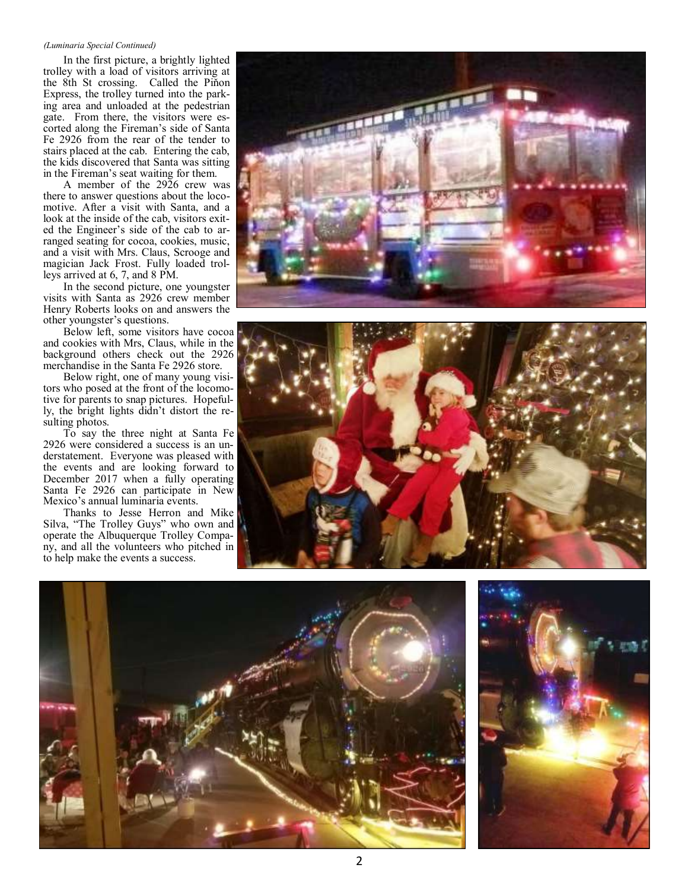*(Luminaria Special Continued)*

In the first picture, a brightly lighted trolley with a load of visitors arriving at the 8th St crossing. Called the Piňon Express, the trolley turned into the parking area and unloaded at the pedestrian gate. From there, the visitors were escorted along the Fireman's side of Santa Fe 2926 from the rear of the tender to stairs placed at the cab. Entering the cab, the kids discovered that Santa was sitting in the Fireman's seat waiting for them.

A member of the 2926 crew was there to answer questions about the locomotive. After a visit with Santa, and a look at the inside of the cab, visitors exited the Engineer's side of the cab to arranged seating for cocoa, cookies, music, and a visit with Mrs. Claus, Scrooge and magician Jack Frost. Fully loaded trolleys arrived at 6, 7, and 8 PM.

In the second picture, one youngster visits with Santa as 2926 crew member Henry Roberts looks on and answers the other youngster's questions.

Below left, some visitors have cocoa and cookies with Mrs, Claus, while in the background others check out the 2926 merchandise in the Santa Fe 2926 store.

Below right, one of many young visitors who posed at the front of the locomotive for parents to snap pictures. Hopefully, the bright lights didn't distort the resulting photos.

To say the three night at Santa Fe 2926 were considered a success is an understatement. Everyone was pleased with the events and are looking forward to December 2017 when a fully operating Santa Fe 2926 can participate in New Mexico's annual luminaria events.

Thanks to Jesse Herron and Mike Silva, "The Trolley Guys" who own and operate the Albuquerque Trolley Company, and all the volunteers who pitched in to help make the events a success.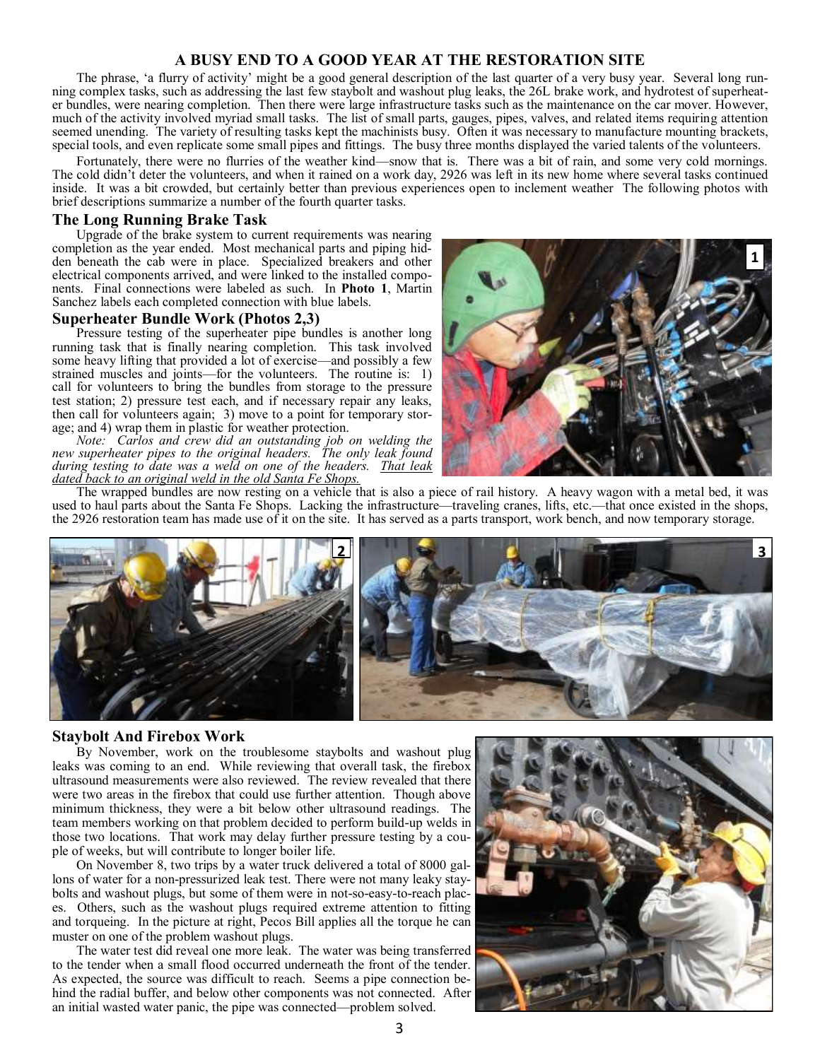# A BUSY END TO A GOOD YEAR AT THE RESTORATION SITE

The phrase, 'a flurry of activity' might be a good general description of the last quarter of a very busy year. Several long running complex tasks, such as addressing the last few staybolt and washout plug leaks, the 26L brake work, and hydrotest of superheater bundles, were nearing completion. Then there were large infrastructure tasks such as the maintenance on the car mover. However, much of the activity involved myriad small tasks. The list of small parts, gauges, pipes, valves, and related items requiring attention seemed unending. The variety of resulting tasks kept the machinists busy. Often it was necessary to manufacture mounting brackets, special tools, and even replicate some small pipes and fittings. The busy three months displayed the varied talents of the volunteers.

Fortunately, there were no flurries of the weather kind—snow that is. There was a bit of rain, and some very cold mornings. The cold didn't deter the volunteers, and when it rained on a work day, 2926 was left in its new home where several tasks continued inside. It was a bit crowded, but certainly better than previous experiences open to inclement weather The following photos with brief descriptions summarize a number of the fourth quarter tasks.

## The Long Running Brake Task

Upgrade of the brake system to current requirements was nearing completion as the year ended. Most mechanical parts and piping hidden beneath the cab were in place. Specialized breakers and other electrical components arrived, and were linked to the installed components. Final connections were labeled as such. In **Photo 1**, Martin Sanchez labels each completed connection with blue labels.

## Superheater Bundle Work (Photos 2,3)

Pressure testing of the superheater pipe bundles is another long running task that is finally nearing completion. This task involved some heavy lifting that provided a lot of exercise—and possibly a few strained muscles and joints—for the volunteers. The routine is: 1) call for volunteers to bring the bundles from storage to the pressure test station; 2) pressure test each, and if necessary repair any leaks, then call for volunteers again; 3) move to a point for temporary storage; and 4) wrap them in plastic for weather protection.

*Note: Carlos and crew did an outstanding job on welding the new superheater pipes to the original headers. The only leak found during testing to date was a weld on one of the headers. <u>That leak dated back to an original weld in the old Santa Fe Shops.</u>*

The wrapped bundles are now resting on a vehicle that is also a piece of rail history. A heavy wagon with a metal bed, it was used to haul parts about the Santa Fe Shops. Lacking the infrastructure—traveling cranes, lifts, etc.—that once existed in the shops, the 2926 restoration team has made use of it on the site. It has served as a parts transport, work bench, and now temporary storage.

## Staybolt And Firebox Work

By November, work on the troublesome staybolts and washout plug leaks was coming to an end. While reviewing that overall task, the firebox ultrasound measurements were also reviewed. The review revealed that there were two areas in the firebox that could use further attention. Though above minimum thickness, they were a bit below other ultrasound readings. The team members working on that problem decided to perform build-up welds in those two locations. That work may delay further pressure testing by a couple of weeks, but will contribute to longer boiler life.

On November 8, two trips by a water truck delivered a total of 8000 gallons of water for a non-pressurized leak test. There were not many leaky staybolts and washout plugs, but some of them were in not-so-easy-to-reach places. Others, such as the washout plugs required extreme attention to fitting and torqueing. In the picture at right, Pecos Bill applies all the torque he can muster on one of the problem washout plugs.

The water test did reveal one more leak. The water was being transferred to the tender when a small flood occurred underneath the front of the tender. As expected, the source was difficult to reach. Seems a pipe connection behind the radial buffer, and below other components was not connected. After an initial wasted water panic, the pipe was connected—problem solved.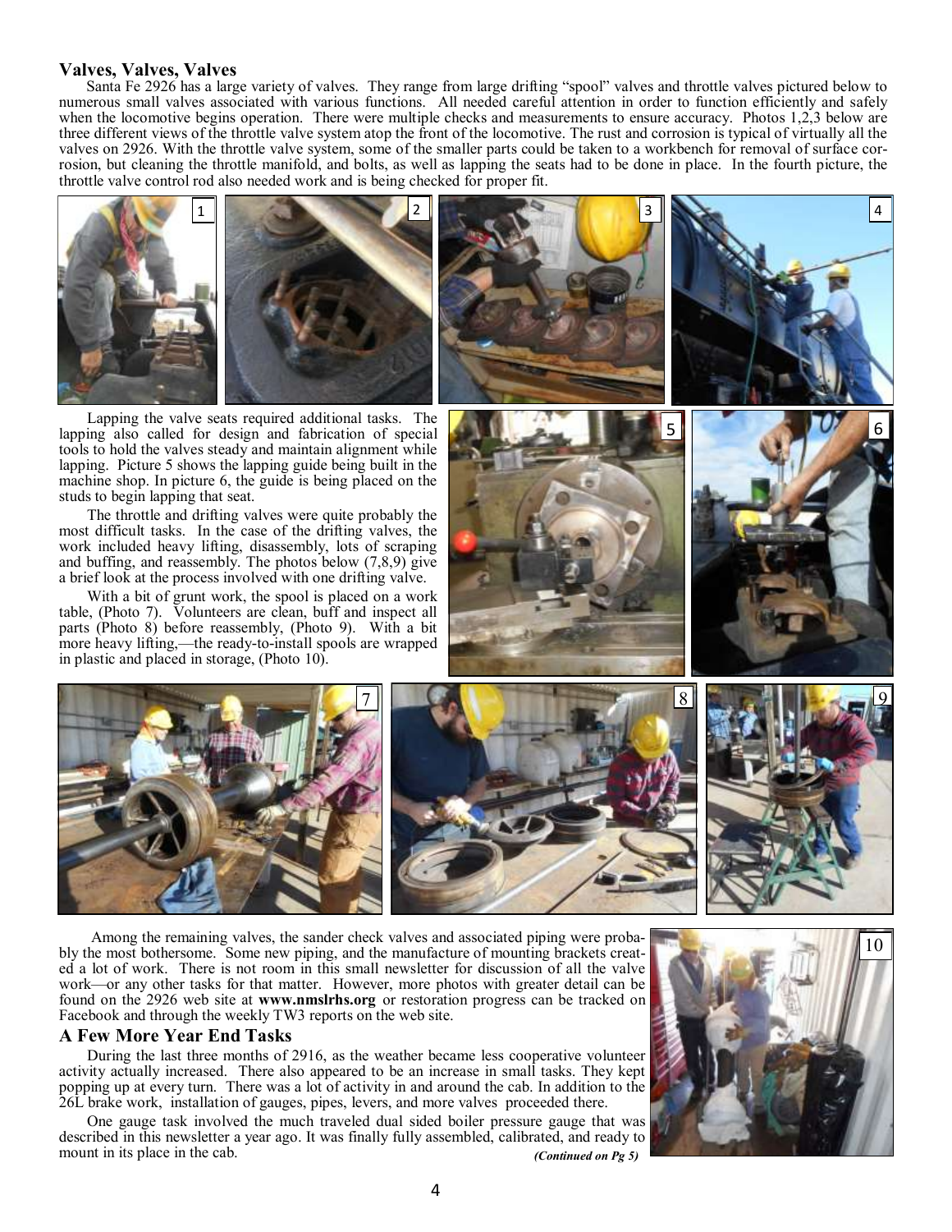## Valves, Valves, Valves

Santa Fe 2926 has a large variety of valves. They range from large drifting "spool" valves and throttle valves pictured below to numerous small valves associated with various functions. All needed careful attention in order to function efficiently and safely when the locomotive begins operation. There were multiple checks and measurements to ensure accuracy. Photos 1,2,3 below are three different views of the throttle valve system atop the front of the locomotive. The rust and corrosion is typical of virtually all the valves on 2926. With the throttle valve system, some of the smaller parts could be taken to a workbench for removal of surface corrosion, but cleaning the throttle manifold, and bolts, as well as lapping the seats had to be done in place. In the fourth picture, the throttle valve control rod also needed work and is being checked for proper fit.

Lapping the valve seats required additional tasks. The lapping also called for design and fabrication of special tools to hold the valves steady and maintain alignment while lapping. Picture 5 shows the lapping guide being built in the machine shop. In picture 6, the guide is being placed on the studs to begin lapping that seat.

The throttle and drifting valves were quite probably the most difficult tasks. In the case of the drifting valves, the work included heavy lifting, disassembly, lots of scraping and buffing, and reassembly. The photos below (7,8,9) give a brief look at the process involved with one drifting valve.

With a bit of grunt work, the spool is placed on a work table, (Photo 7). Volunteers are clean, buff and inspect all parts (Photo 8) before reassembly, (Photo 9). With a bit more heavy lifting,—the ready-to-install spools are wrapped in plastic and placed in storage, (Photo 10).

Among the remaining valves, the sander check valves and associated piping were probably the most bothersome. Some new piping, and the manufacture of mounting brackets created a lot of work. There is not room in this small newsletter for discussion of all the valve work—or any other tasks for that matter. However, more photos with greater detail can be found on the 2926 web site at **www.nmslrhs.org** or restoration progress can be tracked on Facebook and through the weekly TW3 reports on the web site.

## A Few More Year End Tasks

During the last three months of 2916, as the weather became less cooperative volunteer activity actually increased. There also appeared to be an increase in small tasks. They kept popping up at every turn. There was a lot of activity in and around the cab. In addition to the 26L brake work, installation of gauges, pipes, levers, and more valves proceeded there.

One gauge task involved the much traveled dual sided boiler pressure gauge that was described in this newsletter a year ago. It was finally fully assembled, calibrated, and ready to mount in its place in the cab.

***(Continued on Pg 5)***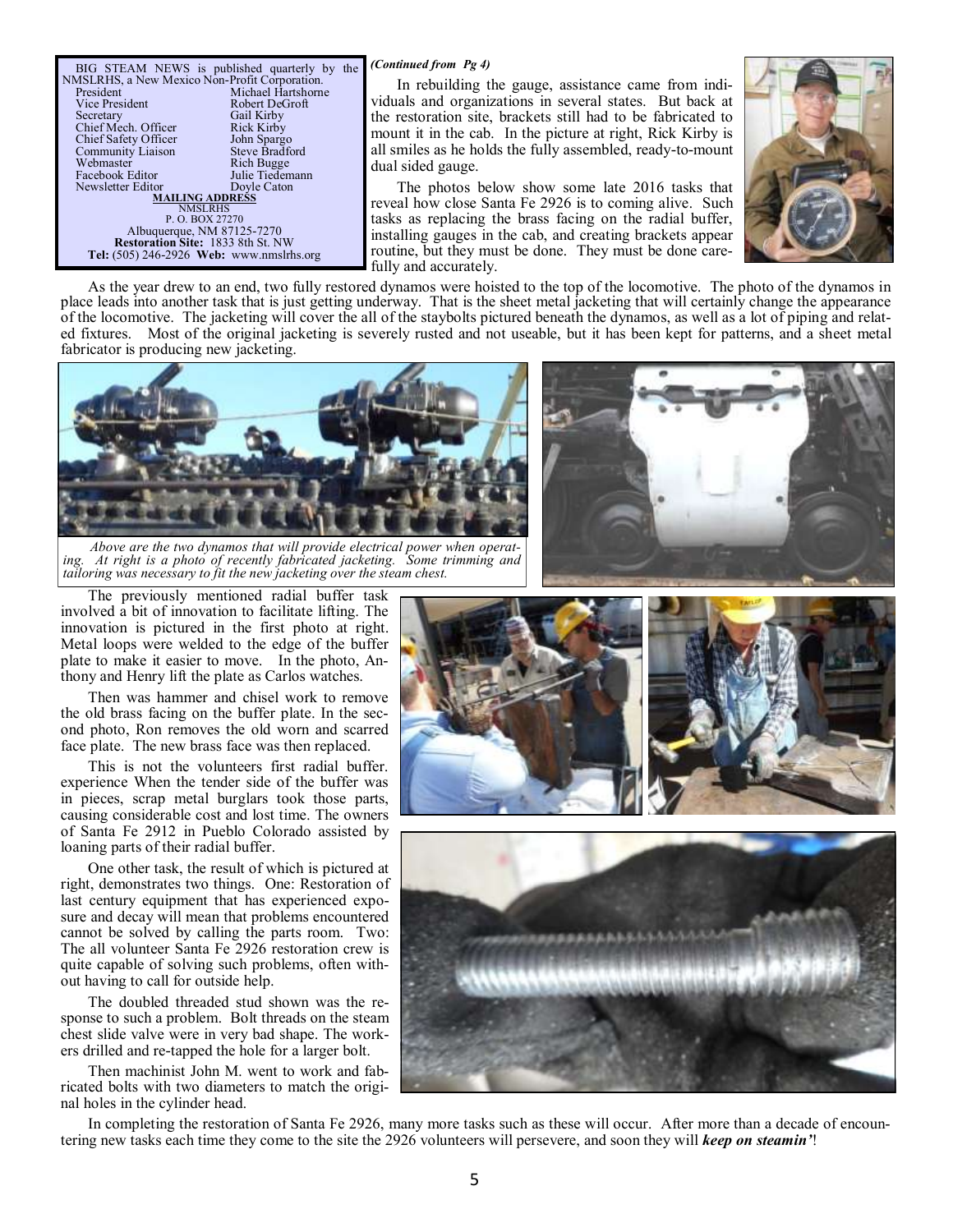BIG STEAM NEWS is published quarterly by the NMSLRHS, a New Mexico Non-Profit Corporation.

| | |
|---|---|
| President | Michael Hartshorne |
| Vice President | Robert DeGroft |
| Secretary | Gail Kirby |
| Chief Mech. Officer | Rick Kirby |
| Chief Safety Officer | John Spargo |
| Community Liaison | Steve Bradford |
| Webmaster | Rich Bugge |
| Facebook Editor | Julie Tiedemann |
| Newsletter Editor | Doyle Caton |

**MAILING ADDRESS**
NMSLRHS
P. O. BOX 27270
Albuquerque, NM 87125-7270
**Restoration Site:** 1833 8th St. NW
**Tel:** (505) 246-2926 **Web:** www.nmslrhs.org

***(Continued from Pg 4)***

In rebuilding the gauge, assistance came from individuals and organizations in several states. But back at the restoration site, brackets still had to be fabricated to mount it in the cab. In the picture at right, Rick Kirby is all smiles as he holds the fully assembled, ready-to-mount dual sided gauge.

The photos below show some late 2016 tasks that reveal how close Santa Fe 2926 is to coming alive. Such tasks as replacing the brass facing on the radial buffer, installing gauges in the cab, and creating brackets appear routine, but they must be done. They must be done carefully and accurately.

As the year drew to an end, two fully restored dynamos were hoisted to the top of the locomotive. The photo of the dynamos in place leads into another task that is just getting underway. That is the sheet metal jacketing that will certainly change the appearance of the locomotive. The jacketing will cover the all of the staybolts pictured beneath the dynamos, as well as a lot of piping and related fixtures. Most of the original jacketing is severely rusted and not useable, but it has been kept for patterns, and a sheet metal fabricator is producing new jacketing.

*Above are the two dynamos that will provide electrical power when operating. At right is a photo of recently fabricated jacketing. Some trimming and tailoring was necessary to fit the new jacketing over the steam chest.*

The previously mentioned radial buffer task involved a bit of innovation to facilitate lifting. The innovation is pictured in the first photo at right. Metal loops were welded to the edge of the buffer plate to make it easier to move. In the photo, Anthony and Henry lift the plate as Carlos watches.

Then was hammer and chisel work to remove the old brass facing on the buffer plate. In the second photo, Ron removes the old worn and scarred face plate. The new brass face was then replaced.

This is not the volunteers first radial buffer. experience When the tender side of the buffer was in pieces, scrap metal burglars took those parts, causing considerable cost and lost time. The owners of Santa Fe 2912 in Pueblo Colorado assisted by loaning parts of their radial buffer.

One other task, the result of which is pictured at right, demonstrates two things. One: Restoration of last century equipment that has experienced exposure and decay will mean that problems encountered cannot be solved by calling the parts room. Two: The all volunteer Santa Fe 2926 restoration crew is quite capable of solving such problems, often without having to call for outside help.

The doubled threaded stud shown was the response to such a problem. Bolt threads on the steam chest slide valve were in very bad shape. The workers drilled and re-tapped the hole for a larger bolt.

Then machinist John M. went to work and fabricated bolts with two diameters to match the original holes in the cylinder head.

In completing the restoration of Santa Fe 2926, many more tasks such as these will occur. After more than a decade of encountering new tasks each time they come to the site the 2926 volunteers will persevere, and soon they will ***keep on steamin'***!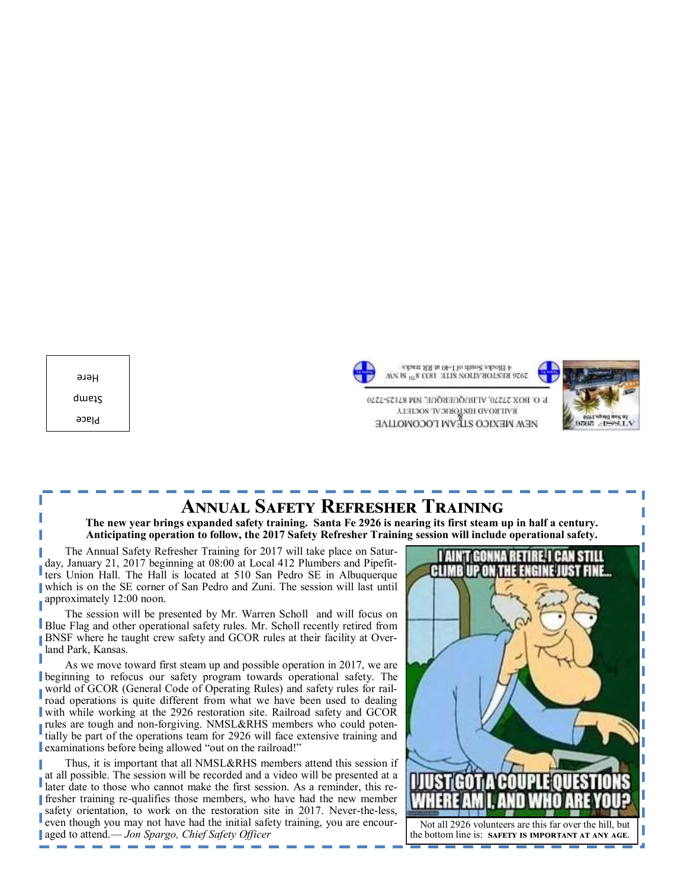Place

Stamp

Here

NEW MEXICO STEAM LOCOMOTIVE
&
RAILROAD HISTORICAL SOCIETY

P. O. BOX 27270, ALBUQUERQUE, NM 87125-7270

2926 RESTORATION SITE 1833 8TH St NW

4 Blocks South of I-40 at RR tracks

# Annual Safety Refresher Training

**The new year brings expanded safety training. Santa Fe 2926 is nearing its first steam up in half a century. Anticipating operation to follow, the 2017 Safety Refresher Training session will include operational safety.**

The Annual Safety Refresher Training for 2017 will take place on Saturday, January 21, 2017 beginning at 08:00 at Local 412 Plumbers and Pipefitters Union Hall. The Hall is located at 510 San Pedro SE in Albuquerque which is on the SE corner of San Pedro and Zuni. The session will last until approximately 12:00 noon.

The session will be presented by Mr. Warren Scholl and will focus on Blue Flag and other operational safety rules. Mr. Scholl recently retired from BNSF where he taught crew safety and GCOR rules at their facility at Overland Park, Kansas.

As we move toward first steam up and possible operation in 2017, we are beginning to refocus our safety program towards operational safety. The world of GCOR (General Code of Operating Rules) and safety rules for railroad operations is quite different from what we have been used to dealing with while working at the 2926 restoration site. Railroad safety and GCOR rules are tough and non-forgiving. NMSL&RHS members who could potentially be part of the operations team for 2926 will face extensive training and examinations before being allowed "out on the railroad!"

Thus, it is important that all NMSL&RHS members attend this session if at all possible. The session will be recorded and a video will be presented at a later date to those who cannot make the first session. As a reminder, this refresher training re-qualifies those members, who have had the new member safety orientation, to work on the restoration site in 2017. Never-the-less, even though you may not have had the initial safety training, you are encouraged to attend.— *Jon Spargo, Chief Safety Officer*

I AIN'T GONNA RETIRE, I CAN STILL CLIMB UP ON THE ENGINE JUST FINE...

I JUST GOT A COUPLE QUESTIONS WHERE AM I, AND WHO ARE YOU?

Not all 2926 volunteers are this far over the hill, but the bottom line is: **SAFETY IS IMPORTANT AT ANY AGE**.